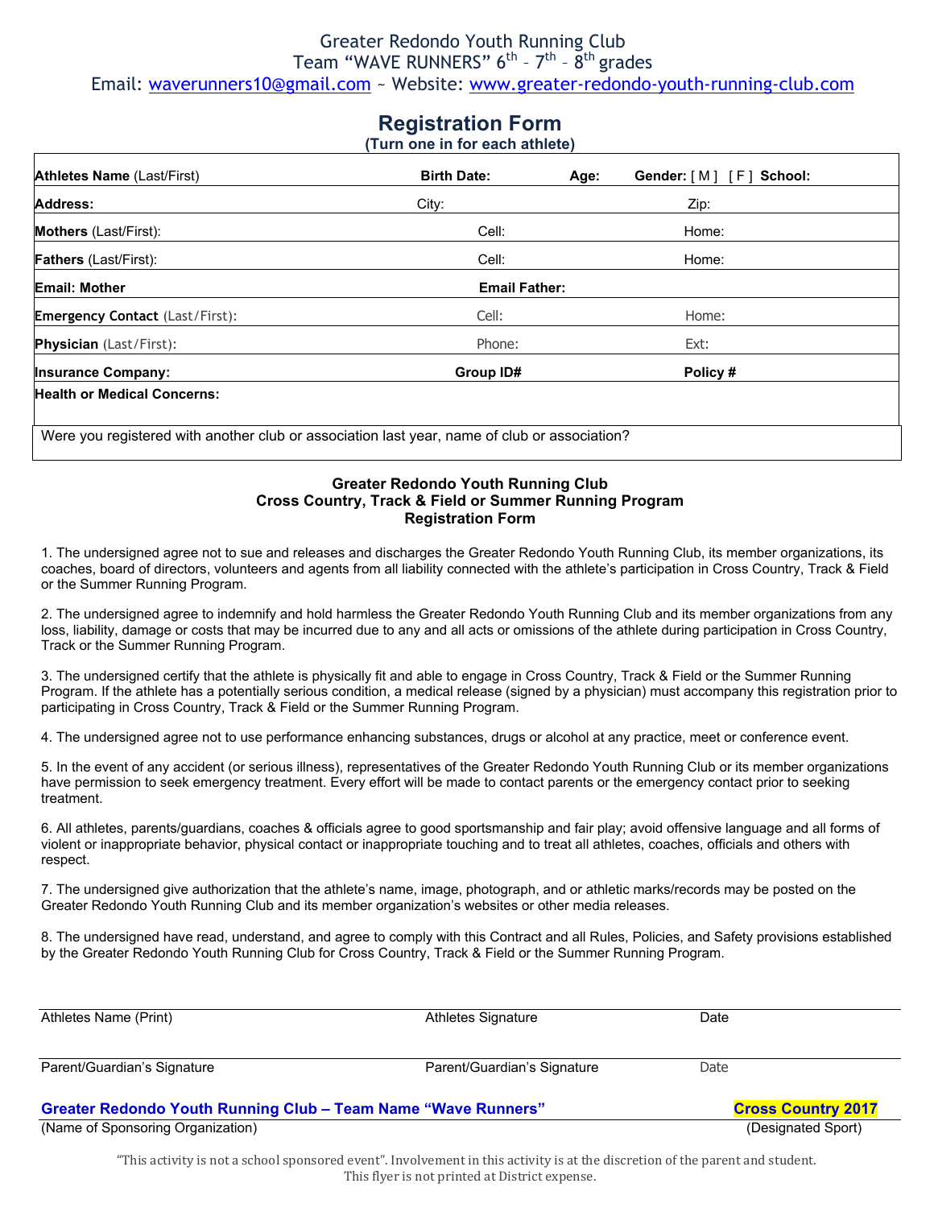Greater Redondo Youth Running Club

Team "WAVE RUNNERS" 6th – 7th – 8th grades

Email: waverunners10@gmail.com ~ Website: www.greater-redondo-youth-running-club.com

# Registration Form

**(Turn one in for each athlete)**

| | | | |
|---|---|---|---|
| **Athletes Name** (Last/First) | **Birth Date:** | **Age:** | **Gender:** [ M ] [ F ] **School:** |
| **Address:** | City: | | Zip: |
| **Mothers** (Last/First): | Cell: | | Home: |
| **Fathers** (Last/First): | Cell: | | Home: |
| **Email: Mother** | **Email Father:** | | |
| **Emergency Contact** (Last/First): | Cell: | | Home: |
| **Physician** (Last/First): | Phone: | | Ext: |
| **Insurance Company:** | **Group ID#** | | **Policy #** |
| **Health or Medical Concerns:** | | | |
| Were you registered with another club or association last year, name of club or association? | | | |

## Greater Redondo Youth Running Club
## Cross Country, Track & Field or Summer Running Program
## Registration Form

1. The undersigned agree not to sue and releases and discharges the Greater Redondo Youth Running Club, its member organizations, its coaches, board of directors, volunteers and agents from all liability connected with the athlete's participation in Cross Country, Track & Field or the Summer Running Program.

2. The undersigned agree to indemnify and hold harmless the Greater Redondo Youth Running Club and its member organizations from any loss, liability, damage or costs that may be incurred due to any and all acts or omissions of the athlete during participation in Cross Country, Track or the Summer Running Program.

3. The undersigned certify that the athlete is physically fit and able to engage in Cross Country, Track & Field or the Summer Running Program. If the athlete has a potentially serious condition, a medical release (signed by a physician) must accompany this registration prior to participating in Cross Country, Track & Field or the Summer Running Program.

4. The undersigned agree not to use performance enhancing substances, drugs or alcohol at any practice, meet or conference event.

5. In the event of any accident (or serious illness), representatives of the Greater Redondo Youth Running Club or its member organizations have permission to seek emergency treatment. Every effort will be made to contact parents or the emergency contact prior to seeking treatment.

6. All athletes, parents/guardians, coaches & officials agree to good sportsmanship and fair play; avoid offensive language and all forms of violent or inappropriate behavior, physical contact or inappropriate touching and to treat all athletes, coaches, officials and others with respect.

7. The undersigned give authorization that the athlete's name, image, photograph, and or athletic marks/records may be posted on the Greater Redondo Youth Running Club and its member organization's websites or other media releases.

8. The undersigned have read, understand, and agree to comply with this Contract and all Rules, Policies, and Safety provisions established by the Greater Redondo Youth Running Club for Cross Country, Track & Field or the Summer Running Program.

| | | |
|---|---|---|
| Athletes Name (Print) | Athletes Signature | Date |
| Parent/Guardian's Signature | Parent/Guardian's Signature | Date |

**Greater Redondo Youth Running Club – Team Name "Wave Runners"** — **Cross Country 2017**

(Name of Sponsoring Organization) — (Designated Sport)

"This activity is not a school sponsored event". Involvement in this activity is at the discretion of the parent and student. This flyer is not printed at District expense.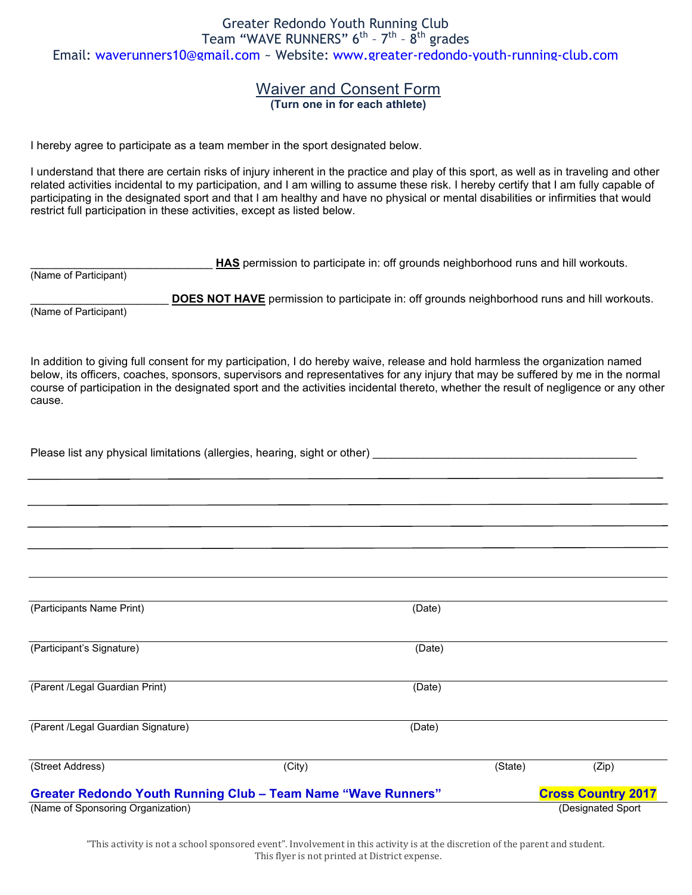Greater Redondo Youth Running Club
Team "WAVE RUNNERS" 6th – 7th – 8th grades
Email: waverunners10@gmail.com ~ Website: www.greater-redondo-youth-running-club.com

# Waiver and Consent Form

**(Turn one in for each athlete)**

I hereby agree to participate as a team member in the sport designated below.

I understand that there are certain risks of injury inherent in the practice and play of this sport, as well as in traveling and other related activities incidental to my participation, and I am willing to assume these risk. I hereby certify that I am fully capable of participating in the designated sport and that I am healthy and have no physical or mental disabilities or infirmities that would restrict full participation in these activities, except as listed below.

_____________________________ **HAS** permission to participate in: off grounds neighborhood runs and hill workouts.
(Name of Participant)

_____________________ **DOES NOT HAVE** permission to participate in: off grounds neighborhood runs and hill workouts.
(Name of Participant)

In addition to giving full consent for my participation, I do hereby waive, release and hold harmless the organization named below, its officers, coaches, sponsors, supervisors and representatives for any injury that may be suffered by me in the normal course of participation in the designated sport and the activities incidental thereto, whether the result of negligence or any other cause.

Please list any physical limitations (allergies, hearing, sight or other) ________________________________________

____________________________________________________________________________________

____________________________________________________________________________________

____________________________________________________________________________________

____________________________________________________________________________________

____________________________________________________________________________________

(Participants Name Print) (Date)

____________________________________________________________________________________

(Participant's Signature) (Date)

____________________________________________________________________________________

(Parent /Legal Guardian Print) (Date)

____________________________________________________________________________________

(Parent /Legal Guardian Signature) (Date)

____________________________________________________________________________________

(Street Address) (City) (State) (Zip)

**Greater Redondo Youth Running Club – Team Name "Wave Runners"** **Cross Country 2017**

(Name of Sponsoring Organization) (Designated Sport

"This activity is not a school sponsored event". Involvement in this activity is at the discretion of the parent and student.
This flyer is not printed at District expense.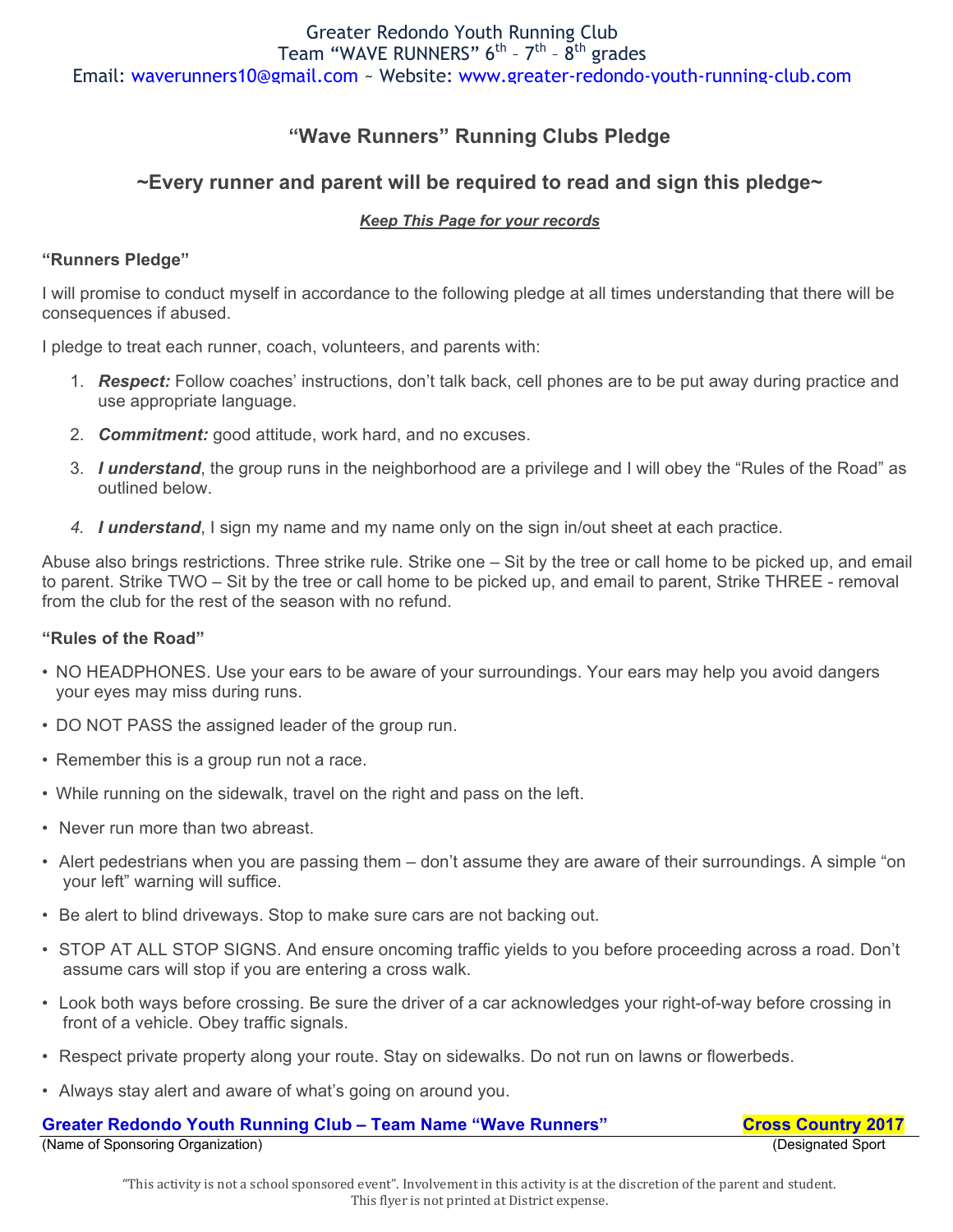Greater Redondo Youth Running Club
Team "WAVE RUNNERS" 6th – 7th – 8th grades
Email: waverunners10@gmail.com ~ Website: www.greater-redondo-youth-running-club.com

## "Wave Runners" Running Clubs Pledge

## ~Every runner and parent will be required to read and sign this pledge~

***Keep This Page for your records***

**"Runners Pledge"**

I will promise to conduct myself in accordance to the following pledge at all times understanding that there will be consequences if abused.

I pledge to treat each runner, coach, volunteers, and parents with:

1. ***Respect:*** Follow coaches' instructions, don't talk back, cell phones are to be put away during practice and use appropriate language.
2. ***Commitment:*** good attitude, work hard, and no excuses.
3. ***I understand***, the group runs in the neighborhood are a privilege and I will obey the "Rules of the Road" as outlined below.
4. ***I understand***, I sign my name and my name only on the sign in/out sheet at each practice.

Abuse also brings restrictions. Three strike rule. Strike one – Sit by the tree or call home to be picked up, and email to parent. Strike TWO – Sit by the tree or call home to be picked up, and email to parent, Strike THREE - removal from the club for the rest of the season with no refund.

**"Rules of the Road"**

- NO HEADPHONES. Use your ears to be aware of your surroundings. Your ears may help you avoid dangers your eyes may miss during runs.
- DO NOT PASS the assigned leader of the group run.
- Remember this is a group run not a race.
- While running on the sidewalk, travel on the right and pass on the left.
- Never run more than two abreast.
- Alert pedestrians when you are passing them – don't assume they are aware of their surroundings. A simple "on your left" warning will suffice.
- Be alert to blind driveways. Stop to make sure cars are not backing out.
- STOP AT ALL STOP SIGNS. And ensure oncoming traffic yields to you before proceeding across a road. Don't assume cars will stop if you are entering a cross walk.
- Look both ways before crossing. Be sure the driver of a car acknowledges your right-of-way before crossing in front of a vehicle. Obey traffic signals.
- Respect private property along your route. Stay on sidewalks. Do not run on lawns or flowerbeds.
- Always stay alert and aware of what's going on around you.

**Greater Redondo Youth Running Club – Team Name "Wave Runners"** (Name of Sponsoring Organization) **Cross Country 2017** (Designated Sport

"This activity is not a school sponsored event". Involvement in this activity is at the discretion of the parent and student.
This flyer is not printed at District expense.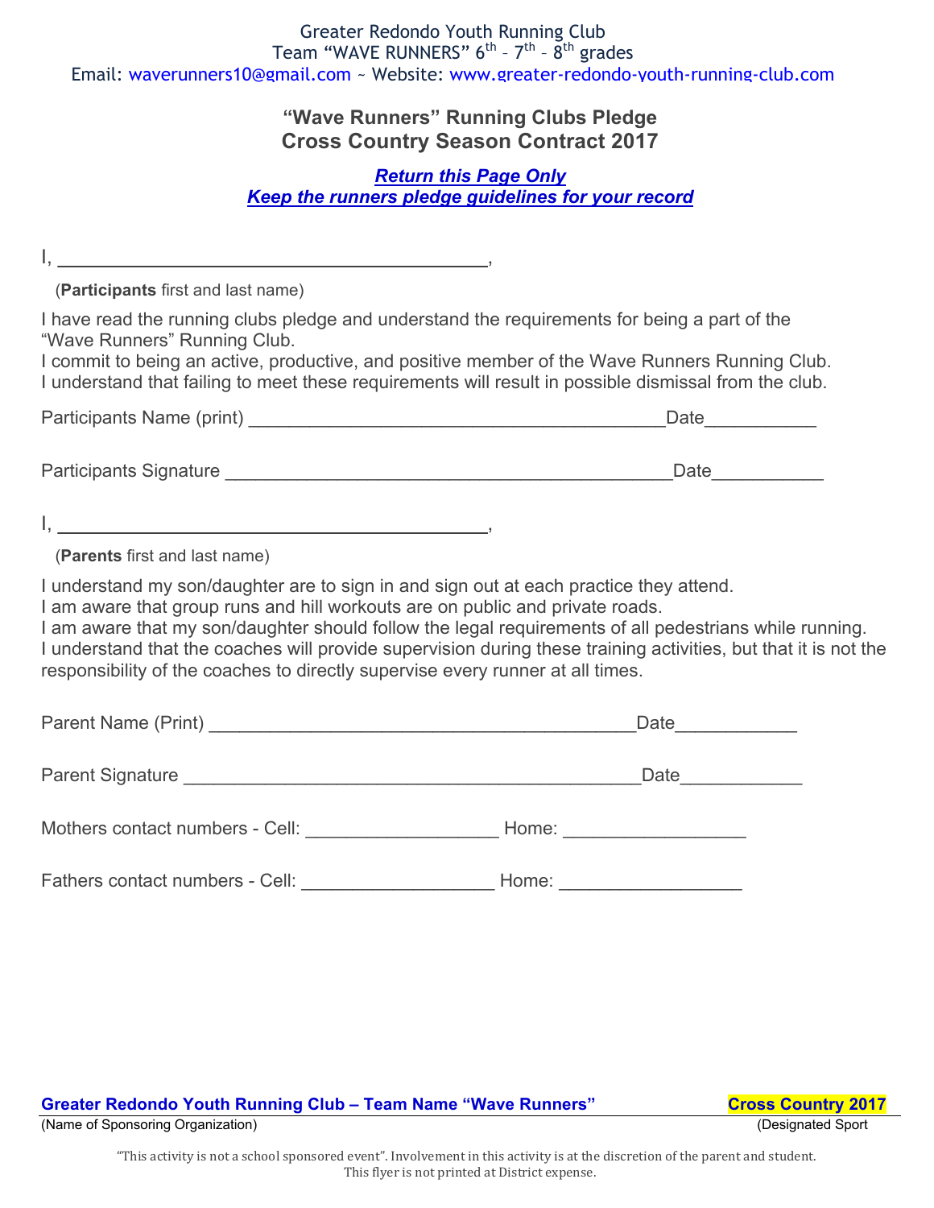Greater Redondo Youth Running Club
Team "WAVE RUNNERS" 6th – 7th – 8th grades
Email: waverunners10@gmail.com ~ Website: www.greater-redondo-youth-running-club.com

## "Wave Runners" Running Clubs Pledge
## Cross Country Season Contract 2017

***Return this Page Only***
***Keep the runners pledge guidelines for your record***

I, ____________________________________________,

(**Participants** first and last name)

I have read the running clubs pledge and understand the requirements for being a part of the "Wave Runners" Running Club.
I commit to being an active, productive, and positive member of the Wave Runners Running Club.
I understand that failing to meet these requirements will result in possible dismissal from the club.

Participants Name (print) ________________________________________Date___________

Participants Signature ___________________________________________Date___________

I, ____________________________________________,

(**Parents** first and last name)

I understand my son/daughter are to sign in and sign out at each practice they attend.
I am aware that group runs and hill workouts are on public and private roads.
I am aware that my son/daughter should follow the legal requirements of all pedestrians while running.
I understand that the coaches will provide supervision during these training activities, but that it is not the responsibility of the coaches to directly supervise every runner at all times.

Parent Name (Print) _________________________________________Date____________

Parent Signature ____________________________________________Date____________

Mothers contact numbers - Cell: ___________________ Home: __________________

Fathers contact numbers - Cell: ___________________ Home: __________________

**Greater Redondo Youth Running Club – Team Name "Wave Runners"** **Cross Country 2017**
(Name of Sponsoring Organization) (Designated Sport

"This activity is not a school sponsored event". Involvement in this activity is at the discretion of the parent and student.
This flyer is not printed at District expense.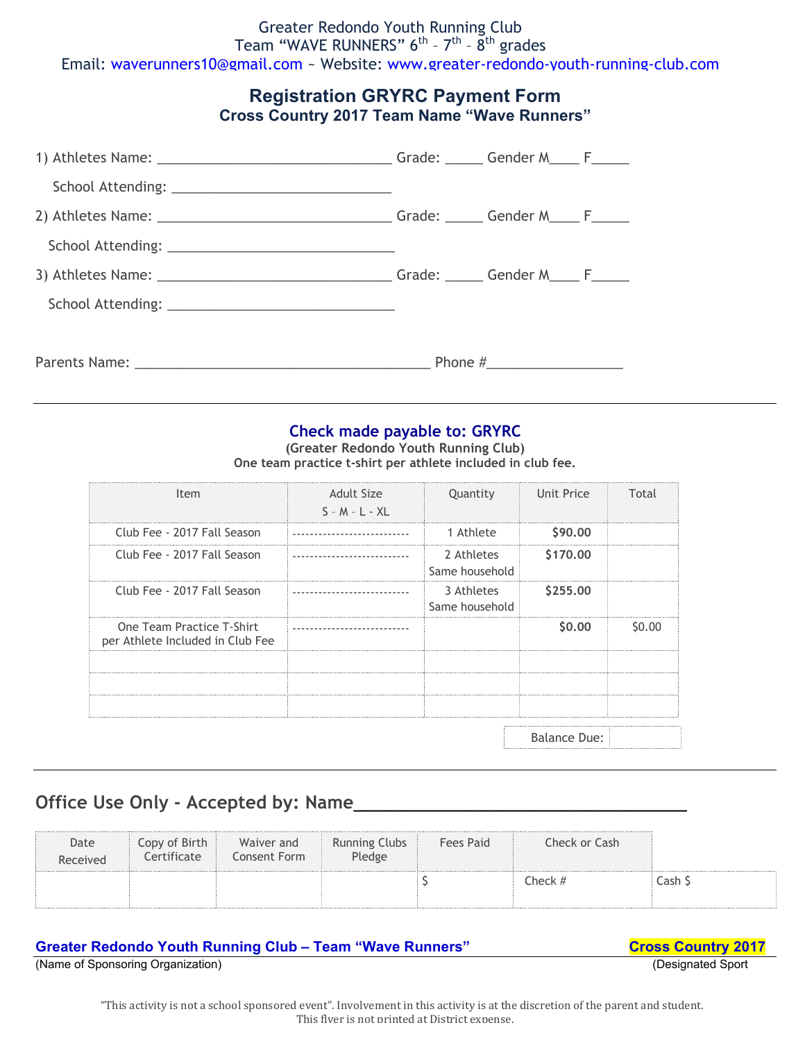Greater Redondo Youth Running Club

Team “WAVE RUNNERS” 6th – 7th – 8th grades

Email: waverunners10@gmail.com ~ Website: www.greater-redondo-youth-running-club.com

# Registration GRYRC Payment Form

## Cross Country 2017 Team Name “Wave Runners”

1) Athletes Name: ______________________________ Grade: _____ Gender M____ F_____

School Attending: ____________________________

2) Athletes Name: ______________________________ Grade: _____ Gender M____ F_____

School Attending: ____________________________

3) Athletes Name: ______________________________ Grade: _____ Gender M____ F_____

School Attending: ____________________________

Parents Name: ______________________________________ Phone #_________________

---

### Check made payable to: GRYRC

**(Greater Redondo Youth Running Club)**

**One team practice t-shirt per athlete included in club fee.**

| Item | Adult Size S - M - L - XL | Quantity | Unit Price | Total |
|---|---|---|---|---|
| Club Fee - 2017 Fall Season | -------------------------- | 1 Athlete | **$90.00** | |
| Club Fee - 2017 Fall Season | -------------------------- | 2 Athletes Same household | **$170.00** | |
| Club Fee - 2017 Fall Season | -------------------------- | 3 Athletes Same household | **$255.00** | |
| One Team Practice T-Shirt per Athlete Included in Club Fee | -------------------------- | | **$0.00** | $0.00 |
| | | | | |
| | | | | |
| | | | | |

| | |
|---|---|
| Balance Due: | |

---

## Office Use Only - Accepted by: Name______________________________

| Date Received | Copy of Birth Certificate | Waiver and Consent Form | Running Clubs Pledge | Fees Paid | Check or Cash | |
|---|---|---|---|---|---|---|
| | | | | $ | Check # | Cash $ |

**Greater Redondo Youth Running Club – Team “Wave Runners”** (Name of Sponsoring Organization)

**Cross Country 2017** (Designated Sport

“This activity is not a school sponsored event”. Involvement in this activity is at the discretion of the parent and student. This flyer is not printed at District expense.